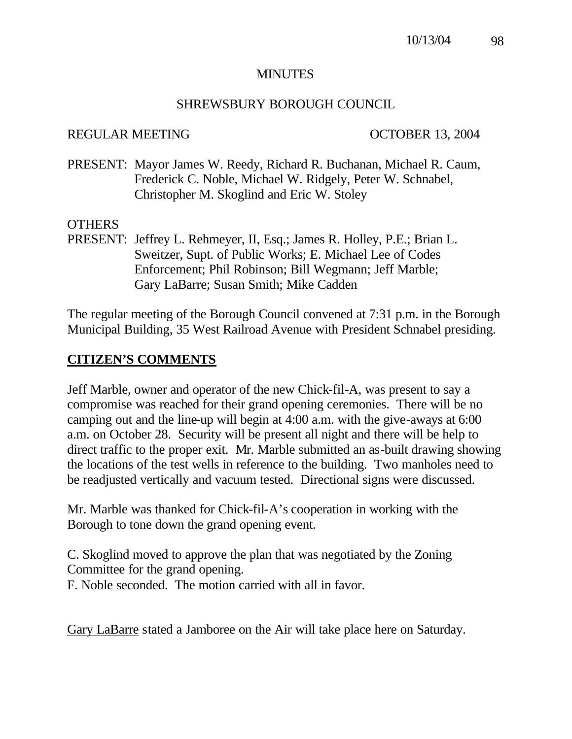# MINUTES

## SHREWSBURY BOROUGH COUNCIL

REGULAR MEETING OCTOBER 13, 2004

PRESENT: Mayor James W. Reedy, Richard R. Buchanan, Michael R. Caum, Frederick C. Noble, Michael W. Ridgely, Peter W. Schnabel, Christopher M. Skoglind and Eric W. Stoley

OTHERS
PRESENT: Jeffrey L. Rehmeyer, II, Esq.; James R. Holley, P.E.; Brian L. Sweitzer, Supt. of Public Works; E. Michael Lee of Codes Enforcement; Phil Robinson; Bill Wegmann; Jeff Marble; Gary LaBarre; Susan Smith; Mike Cadden

The regular meeting of the Borough Council convened at 7:31 p.m. in the Borough Municipal Building, 35 West Railroad Avenue with President Schnabel presiding.

## CITIZEN'S COMMENTS

Jeff Marble, owner and operator of the new Chick-fil-A, was present to say a compromise was reached for their grand opening ceremonies. There will be no camping out and the line-up will begin at 4:00 a.m. with the give-aways at 6:00 a.m. on October 28. Security will be present all night and there will be help to direct traffic to the proper exit. Mr. Marble submitted an as-built drawing showing the locations of the test wells in reference to the building. Two manholes need to be readjusted vertically and vacuum tested. Directional signs were discussed.

Mr. Marble was thanked for Chick-fil-A's cooperation in working with the Borough to tone down the grand opening event.

C. Skoglind moved to approve the plan that was negotiated by the Zoning Committee for the grand opening.
F. Noble seconded. The motion carried with all in favor.

Gary LaBarre stated a Jamboree on the Air will take place here on Saturday.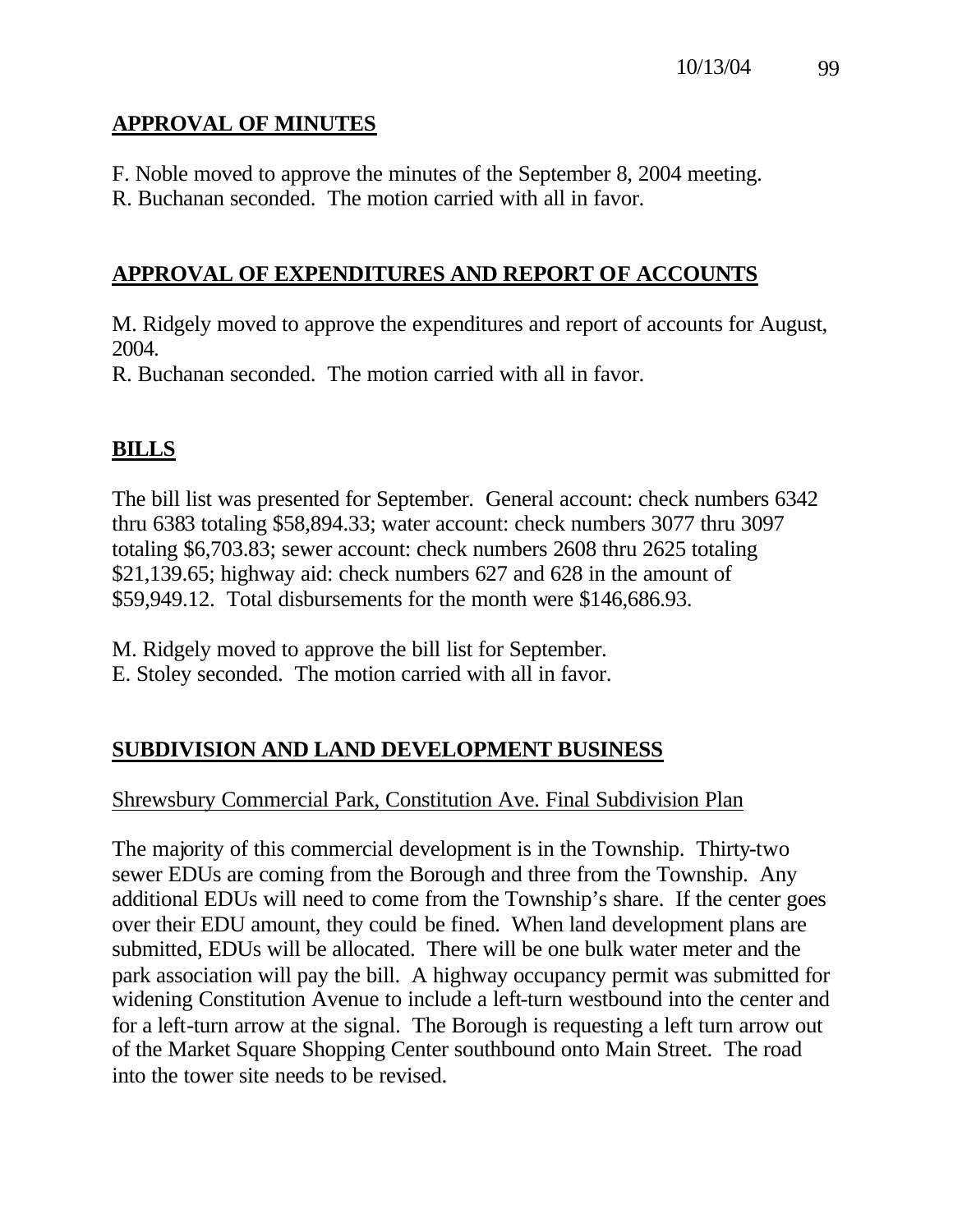## APPROVAL OF MINUTES

F. Noble moved to approve the minutes of the September 8, 2004 meeting.
R. Buchanan seconded. The motion carried with all in favor.

## APPROVAL OF EXPENDITURES AND REPORT OF ACCOUNTS

M. Ridgely moved to approve the expenditures and report of accounts for August, 2004.
R. Buchanan seconded. The motion carried with all in favor.

## BILLS

The bill list was presented for September. General account: check numbers 6342 thru 6383 totaling $58,894.33; water account: check numbers 3077 thru 3097 totaling $6,703.83; sewer account: check numbers 2608 thru 2625 totaling $21,139.65; highway aid: check numbers 627 and 628 in the amount of $59,949.12. Total disbursements for the month were $146,686.93.

M. Ridgely moved to approve the bill list for September.
E. Stoley seconded. The motion carried with all in favor.

## SUBDIVISION AND LAND DEVELOPMENT BUSINESS

Shrewsbury Commercial Park, Constitution Ave. Final Subdivision Plan

The majority of this commercial development is in the Township. Thirty-two sewer EDUs are coming from the Borough and three from the Township. Any additional EDUs will need to come from the Township's share. If the center goes over their EDU amount, they could be fined. When land development plans are submitted, EDUs will be allocated. There will be one bulk water meter and the park association will pay the bill. A highway occupancy permit was submitted for widening Constitution Avenue to include a left-turn westbound into the center and for a left-turn arrow at the signal. The Borough is requesting a left turn arrow out of the Market Square Shopping Center southbound onto Main Street. The road into the tower site needs to be revised.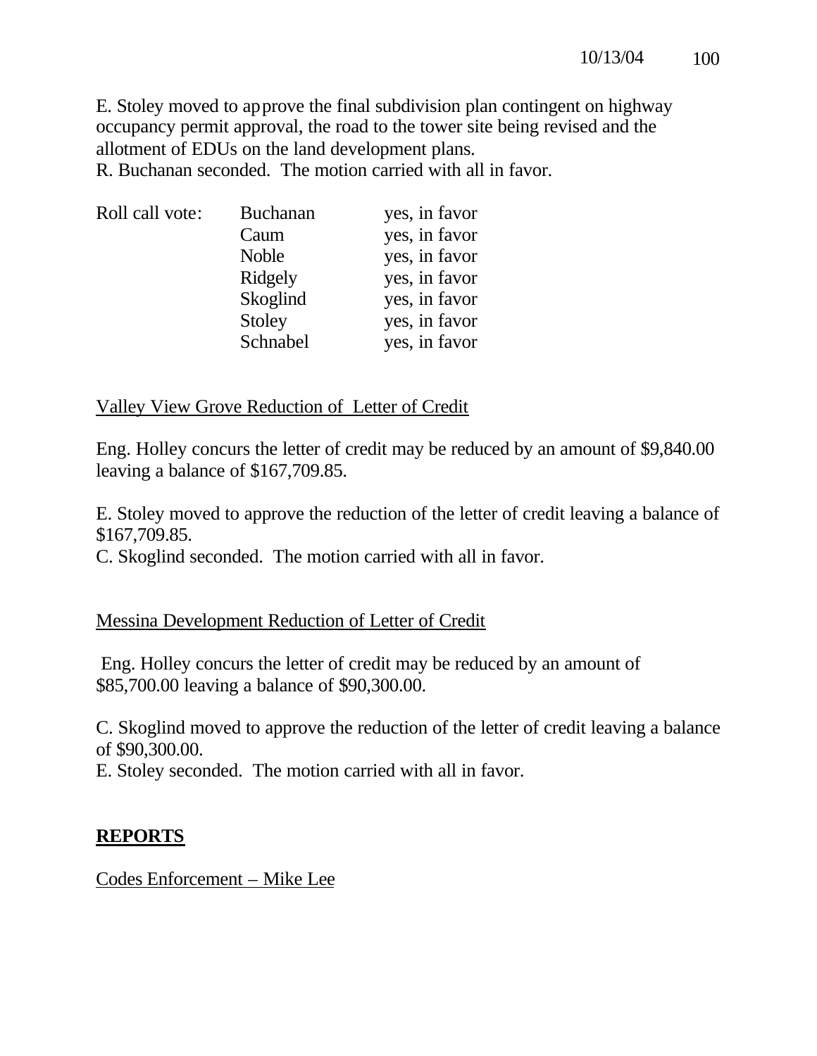E. Stoley moved to approve the final subdivision plan contingent on highway occupancy permit approval, the road to the tower site being revised and the allotment of EDUs on the land development plans.
R. Buchanan seconded. The motion carried with all in favor.

| Roll call vote: | Buchanan | yes, in favor |
|---|---|---|
| | Caum | yes, in favor |
| | Noble | yes, in favor |
| | Ridgely | yes, in favor |
| | Skoglind | yes, in favor |
| | Stoley | yes, in favor |
| | Schnabel | yes, in favor |

Valley View Grove Reduction of Letter of Credit

Eng. Holley concurs the letter of credit may be reduced by an amount of $9,840.00 leaving a balance of $167,709.85.

E. Stoley moved to approve the reduction of the letter of credit leaving a balance of $167,709.85.
C. Skoglind seconded. The motion carried with all in favor.

Messina Development Reduction of Letter of Credit

Eng. Holley concurs the letter of credit may be reduced by an amount of $85,700.00 leaving a balance of $90,300.00.

C. Skoglind moved to approve the reduction of the letter of credit leaving a balance of $90,300.00.
E. Stoley seconded. The motion carried with all in favor.

**REPORTS**

Codes Enforcement – Mike Lee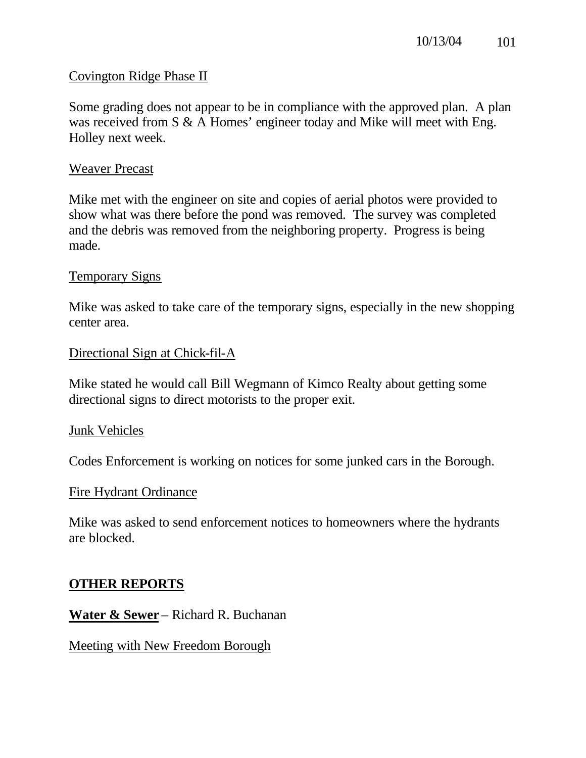Covington Ridge Phase II

Some grading does not appear to be in compliance with the approved plan. A plan was received from S & A Homes' engineer today and Mike will meet with Eng. Holley next week.

Weaver Precast

Mike met with the engineer on site and copies of aerial photos were provided to show what was there before the pond was removed. The survey was completed and the debris was removed from the neighboring property. Progress is being made.

Temporary Signs

Mike was asked to take care of the temporary signs, especially in the new shopping center area.

Directional Sign at Chick-fil-A

Mike stated he would call Bill Wegmann of Kimco Realty about getting some directional signs to direct motorists to the proper exit.

Junk Vehicles

Codes Enforcement is working on notices for some junked cars in the Borough.

Fire Hydrant Ordinance

Mike was asked to send enforcement notices to homeowners where the hydrants are blocked.

## OTHER REPORTS

**Water & Sewer** – Richard R. Buchanan

Meeting with New Freedom Borough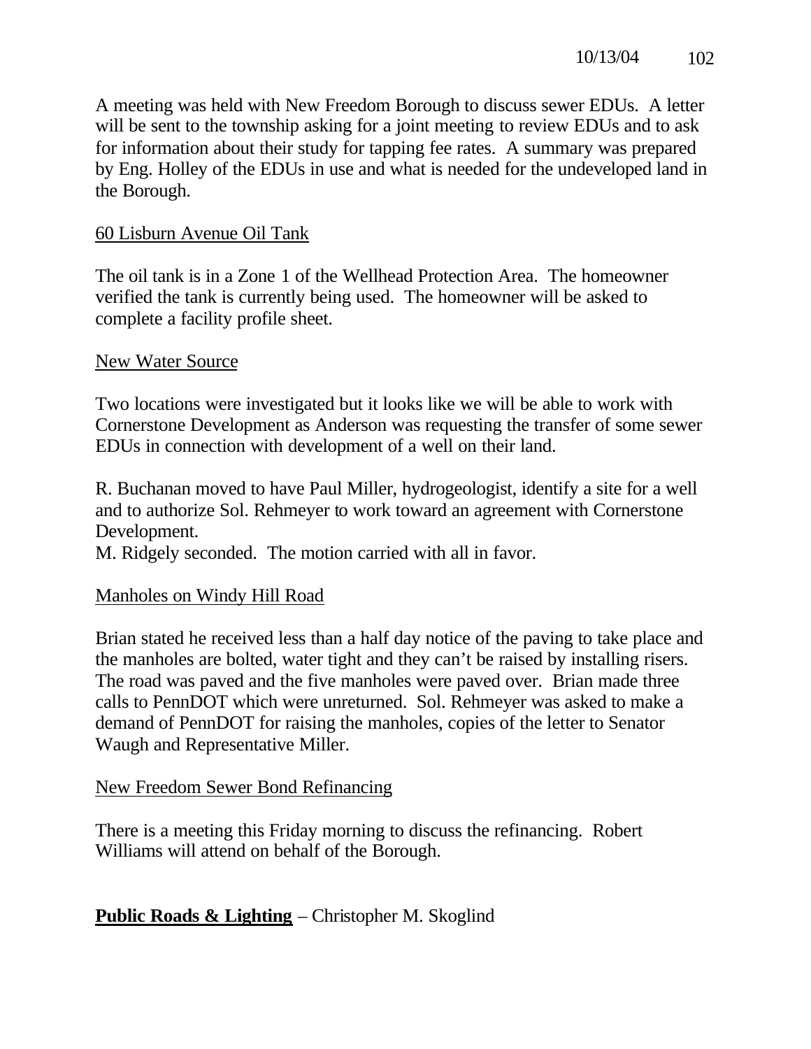A meeting was held with New Freedom Borough to discuss sewer EDUs. A letter will be sent to the township asking for a joint meeting to review EDUs and to ask for information about their study for tapping fee rates. A summary was prepared by Eng. Holley of the EDUs in use and what is needed for the undeveloped land in the Borough.

60 Lisburn Avenue Oil Tank

The oil tank is in a Zone 1 of the Wellhead Protection Area. The homeowner verified the tank is currently being used. The homeowner will be asked to complete a facility profile sheet.

New Water Source

Two locations were investigated but it looks like we will be able to work with Cornerstone Development as Anderson was requesting the transfer of some sewer EDUs in connection with development of a well on their land.

R. Buchanan moved to have Paul Miller, hydrogeologist, identify a site for a well and to authorize Sol. Rehmeyer to work toward an agreement with Cornerstone Development.
M. Ridgely seconded. The motion carried with all in favor.

Manholes on Windy Hill Road

Brian stated he received less than a half day notice of the paving to take place and the manholes are bolted, water tight and they can't be raised by installing risers. The road was paved and the five manholes were paved over. Brian made three calls to PennDOT which were unreturned. Sol. Rehmeyer was asked to make a demand of PennDOT for raising the manholes, copies of the letter to Senator Waugh and Representative Miller.

New Freedom Sewer Bond Refinancing

There is a meeting this Friday morning to discuss the refinancing. Robert Williams will attend on behalf of the Borough.

**Public Roads & Lighting** – Christopher M. Skoglind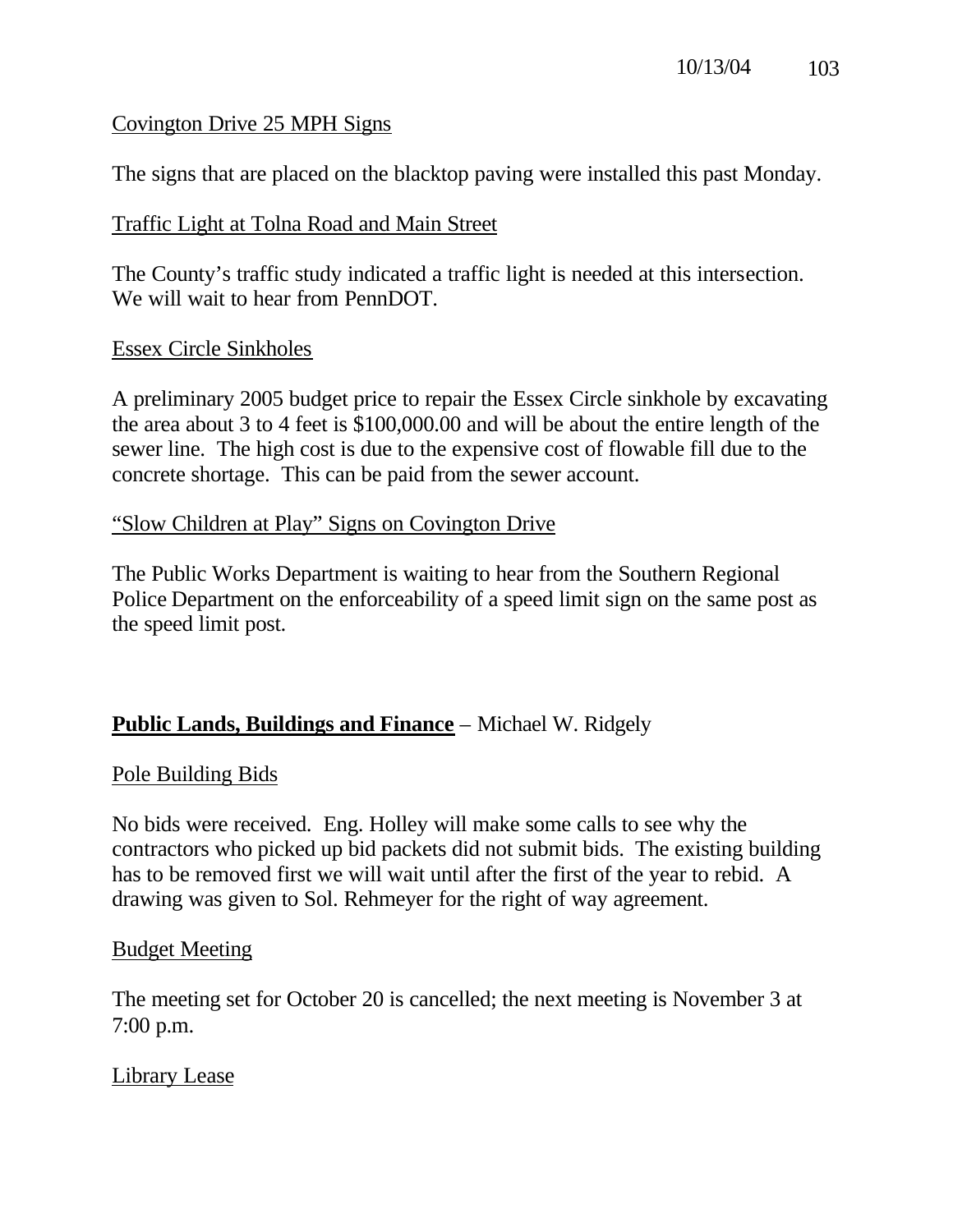Covington Drive 25 MPH Signs

The signs that are placed on the blacktop paving were installed this past Monday.

Traffic Light at Tolna Road and Main Street

The County's traffic study indicated a traffic light is needed at this intersection. We will wait to hear from PennDOT.

Essex Circle Sinkholes

A preliminary 2005 budget price to repair the Essex Circle sinkhole by excavating the area about 3 to 4 feet is $100,000.00 and will be about the entire length of the sewer line. The high cost is due to the expensive cost of flowable fill due to the concrete shortage. This can be paid from the sewer account.

"Slow Children at Play" Signs on Covington Drive

The Public Works Department is waiting to hear from the Southern Regional Police Department on the enforceability of a speed limit sign on the same post as the speed limit post.

## **Public Lands, Buildings and Finance** – Michael W. Ridgely

Pole Building Bids

No bids were received. Eng. Holley will make some calls to see why the contractors who picked up bid packets did not submit bids. The existing building has to be removed first we will wait until after the first of the year to rebid. A drawing was given to Sol. Rehmeyer for the right of way agreement.

Budget Meeting

The meeting set for October 20 is cancelled; the next meeting is November 3 at 7:00 p.m.

Library Lease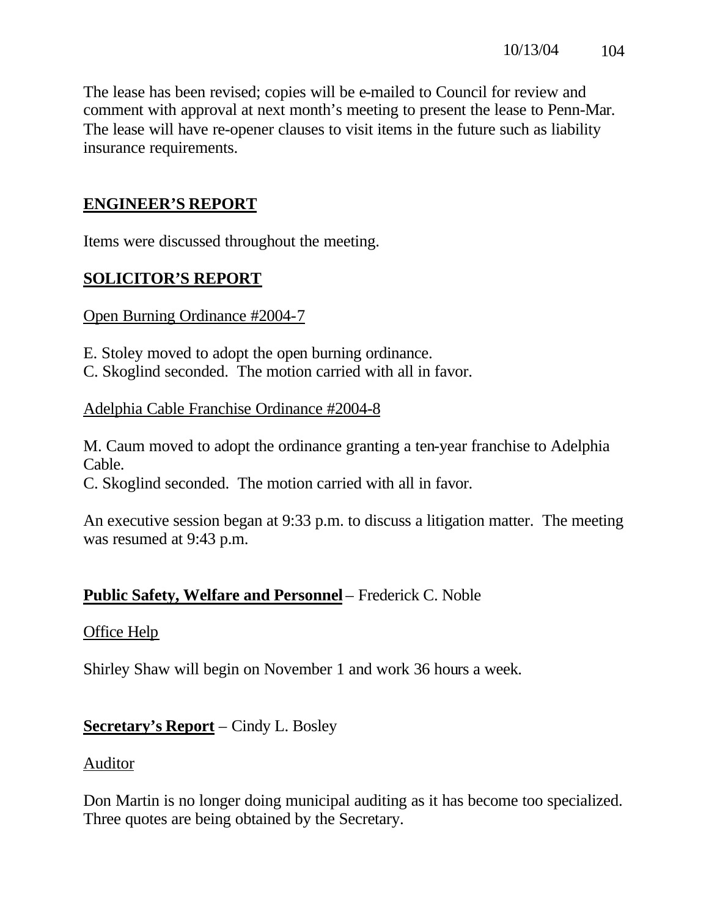The lease has been revised; copies will be e-mailed to Council for review and comment with approval at next month's meeting to present the lease to Penn-Mar. The lease will have re-opener clauses to visit items in the future such as liability insurance requirements.

## ENGINEER'S REPORT

Items were discussed throughout the meeting.

## SOLICITOR'S REPORT

Open Burning Ordinance #2004-7

E. Stoley moved to adopt the open burning ordinance.
C. Skoglind seconded. The motion carried with all in favor.

Adelphia Cable Franchise Ordinance #2004-8

M. Caum moved to adopt the ordinance granting a ten-year franchise to Adelphia Cable.
C. Skoglind seconded. The motion carried with all in favor.

An executive session began at 9:33 p.m. to discuss a litigation matter. The meeting was resumed at 9:43 p.m.

**Public Safety, Welfare and Personnel** – Frederick C. Noble

Office Help

Shirley Shaw will begin on November 1 and work 36 hours a week.

**Secretary's Report** – Cindy L. Bosley

Auditor

Don Martin is no longer doing municipal auditing as it has become too specialized. Three quotes are being obtained by the Secretary.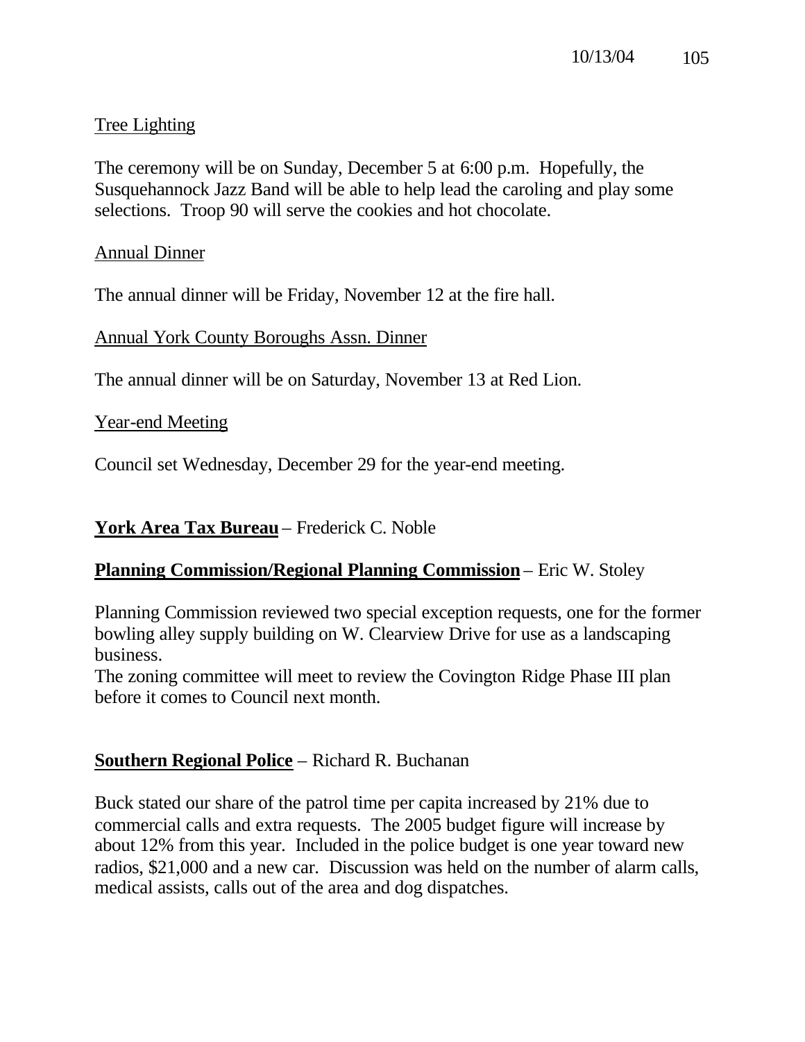<u>Tree Lighting</u>

The ceremony will be on Sunday, December 5 at 6:00 p.m. Hopefully, the Susquehannock Jazz Band will be able to help lead the caroling and play some selections. Troop 90 will serve the cookies and hot chocolate.

<u>Annual Dinner</u>

The annual dinner will be Friday, November 12 at the fire hall.

<u>Annual York County Boroughs Assn. Dinner</u>

The annual dinner will be on Saturday, November 13 at Red Lion.

<u>Year-end Meeting</u>

Council set Wednesday, December 29 for the year-end meeting.

**<u>York Area Tax Bureau</u>** – Frederick C. Noble

**<u>Planning Commission/Regional Planning Commission</u>** – Eric W. Stoley

Planning Commission reviewed two special exception requests, one for the former bowling alley supply building on W. Clearview Drive for use as a landscaping business.
The zoning committee will meet to review the Covington Ridge Phase III plan before it comes to Council next month.

**<u>Southern Regional Police</u>** – Richard R. Buchanan

Buck stated our share of the patrol time per capita increased by 21% due to commercial calls and extra requests. The 2005 budget figure will increase by about 12% from this year. Included in the police budget is one year toward new radios, $21,000 and a new car. Discussion was held on the number of alarm calls, medical assists, calls out of the area and dog dispatches.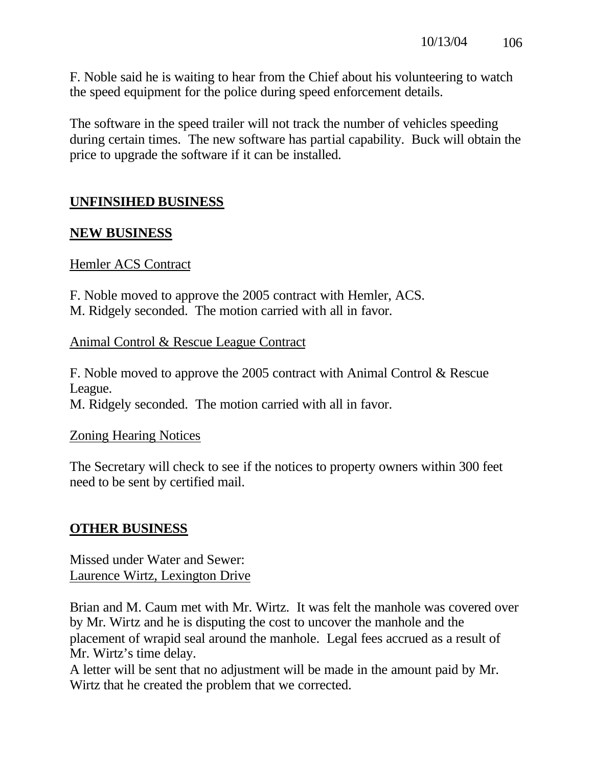F. Noble said he is waiting to hear from the Chief about his volunteering to watch the speed equipment for the police during speed enforcement details.

The software in the speed trailer will not track the number of vehicles speeding during certain times. The new software has partial capability. Buck will obtain the price to upgrade the software if it can be installed.

## UNFINSIHED BUSINESS

## NEW BUSINESS

Hemler ACS Contract

F. Noble moved to approve the 2005 contract with Hemler, ACS.
M. Ridgely seconded. The motion carried with all in favor.

Animal Control & Rescue League Contract

F. Noble moved to approve the 2005 contract with Animal Control & Rescue League.
M. Ridgely seconded. The motion carried with all in favor.

Zoning Hearing Notices

The Secretary will check to see if the notices to property owners within 300 feet need to be sent by certified mail.

## OTHER BUSINESS

Missed under Water and Sewer:
Laurence Wirtz, Lexington Drive

Brian and M. Caum met with Mr. Wirtz. It was felt the manhole was covered over by Mr. Wirtz and he is disputing the cost to uncover the manhole and the placement of wrapid seal around the manhole. Legal fees accrued as a result of Mr. Wirtz's time delay.
A letter will be sent that no adjustment will be made in the amount paid by Mr. Wirtz that he created the problem that we corrected.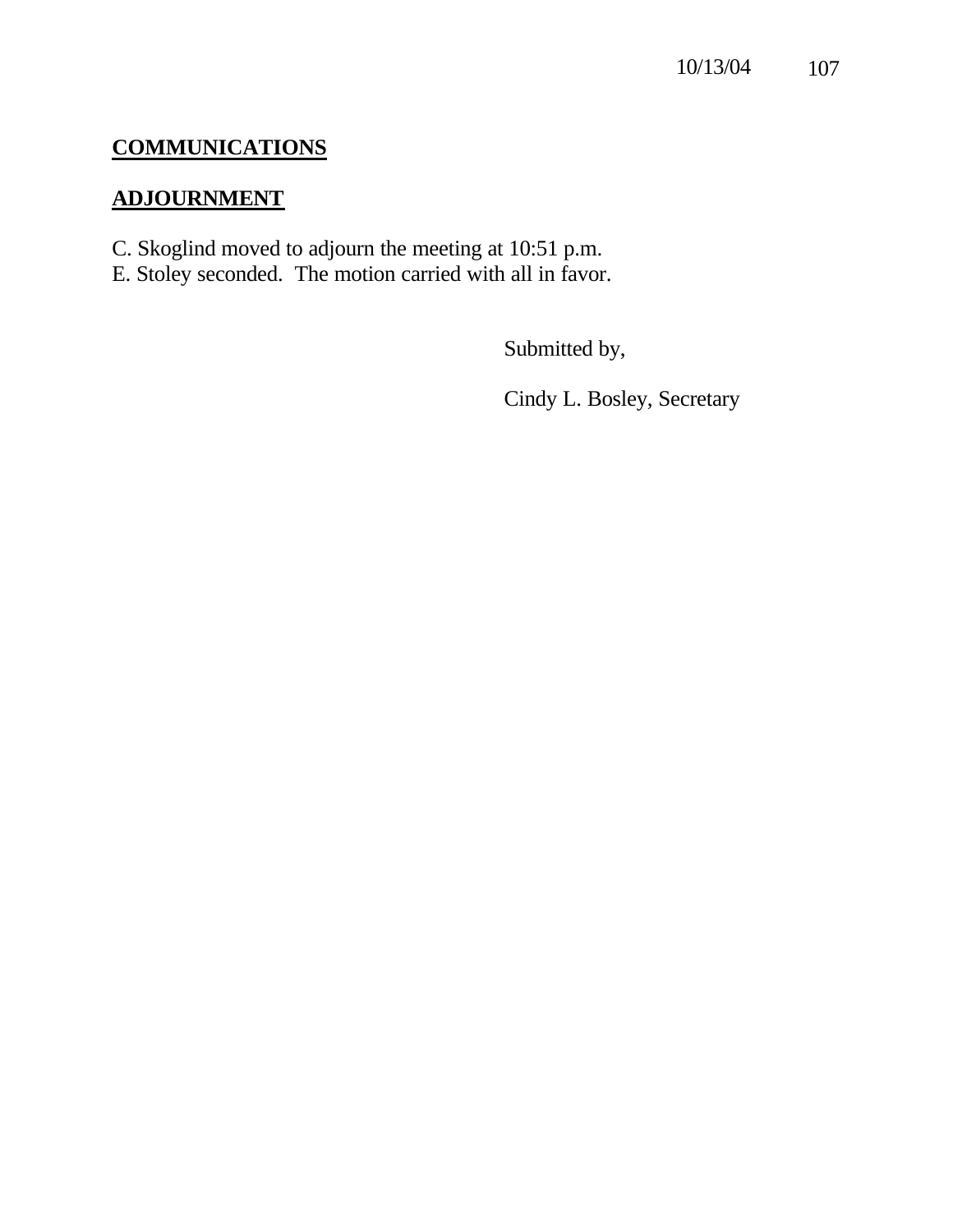**COMMUNICATIONS**

**ADJOURNMENT**

C. Skoglind moved to adjourn the meeting at 10:51 p.m.
E. Stoley seconded. The motion carried with all in favor.

Submitted by,

Cindy L. Bosley, Secretary